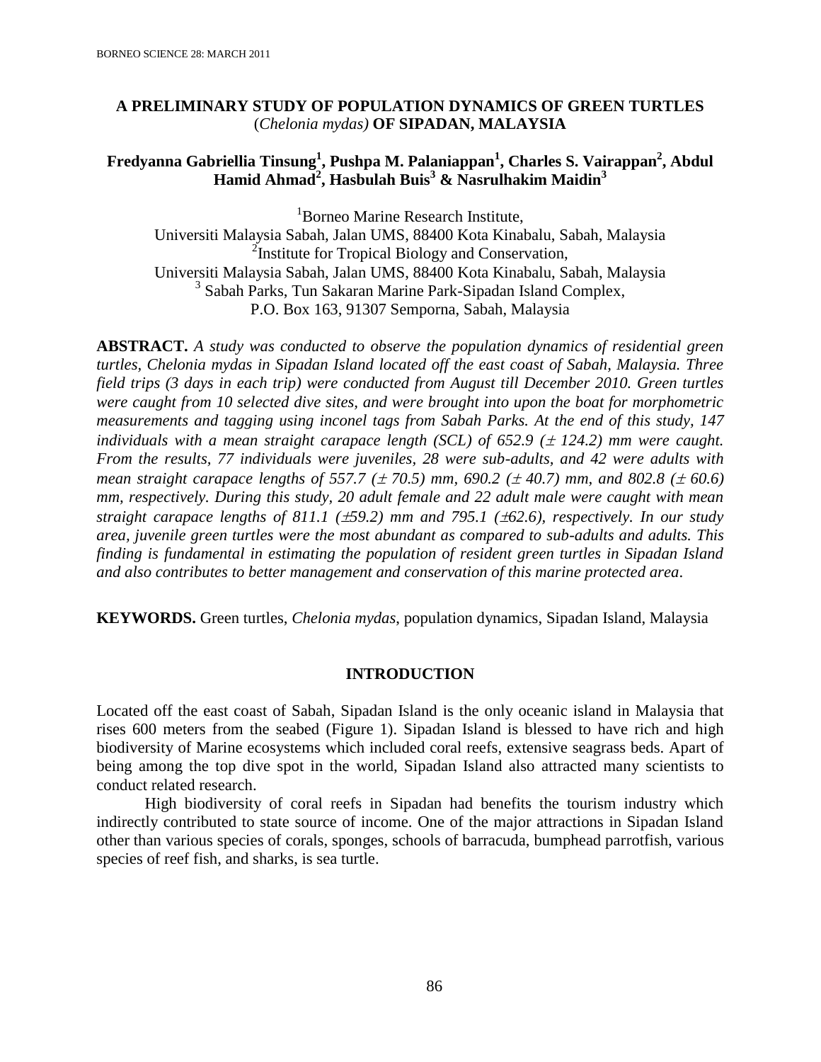# A PRELIMINARY STUDY OF POPULATION DYNAMICS OF GREEN TURTLES (*Chelonia mydas)* OF SIPADAN, MALAYSIA

**Fredyanna Gabriellia Tinsung[1], Pushpa M. Palaniappan[1], Charles S. Vairappan[2], Abdul Hamid Ahmad[2], Hasbulah Buis[3] & Nasrulhakim Maidin[3]**

[1]Borneo Marine Research Institute,
Universiti Malaysia Sabah, Jalan UMS, 88400 Kota Kinabalu, Sabah, Malaysia
[2]Institute for Tropical Biology and Conservation,
Universiti Malaysia Sabah, Jalan UMS, 88400 Kota Kinabalu, Sabah, Malaysia
[3] Sabah Parks, Tun Sakaran Marine Park-Sipadan Island Complex,
P.O. Box 163, 91307 Semporna, Sabah, Malaysia

**ABSTRACT.** *A study was conducted to observe the population dynamics of residential green turtles, Chelonia mydas in Sipadan Island located off the east coast of Sabah, Malaysia. Three field trips (3 days in each trip) were conducted from August till December 2010. Green turtles were caught from 10 selected dive sites, and were brought into upon the boat for morphometric measurements and tagging using inconel tags from Sabah Parks. At the end of this study, 147 individuals with a mean straight carapace length (SCL) of 652.9 ($\pm$ 124.2) mm were caught. From the results, 77 individuals were juveniles, 28 were sub-adults, and 42 were adults with mean straight carapace lengths of 557.7 ($\pm$ 70.5) mm, 690.2 ($\pm$ 40.7) mm, and 802.8 ($\pm$ 60.6) mm, respectively. During this study, 20 adult female and 22 adult male were caught with mean straight carapace lengths of 811.1 ($\pm$59.2) mm and 795.1 ($\pm$62.6), respectively. In our study area, juvenile green turtles were the most abundant as compared to sub-adults and adults. This finding is fundamental in estimating the population of resident green turtles in Sipadan Island and also contributes to better management and conservation of this marine protected area.*

**KEYWORDS.** Green turtles, *Chelonia mydas*, population dynamics, Sipadan Island, Malaysia

## INTRODUCTION

Located off the east coast of Sabah, Sipadan Island is the only oceanic island in Malaysia that rises 600 meters from the seabed (Figure 1). Sipadan Island is blessed to have rich and high biodiversity of Marine ecosystems which included coral reefs, extensive seagrass beds. Apart of being among the top dive spot in the world, Sipadan Island also attracted many scientists to conduct related research.

High biodiversity of coral reefs in Sipadan had benefits the tourism industry which indirectly contributed to state source of income. One of the major attractions in Sipadan Island other than various species of corals, sponges, schools of barracuda, bumphead parrotfish, various species of reef fish, and sharks, is sea turtle.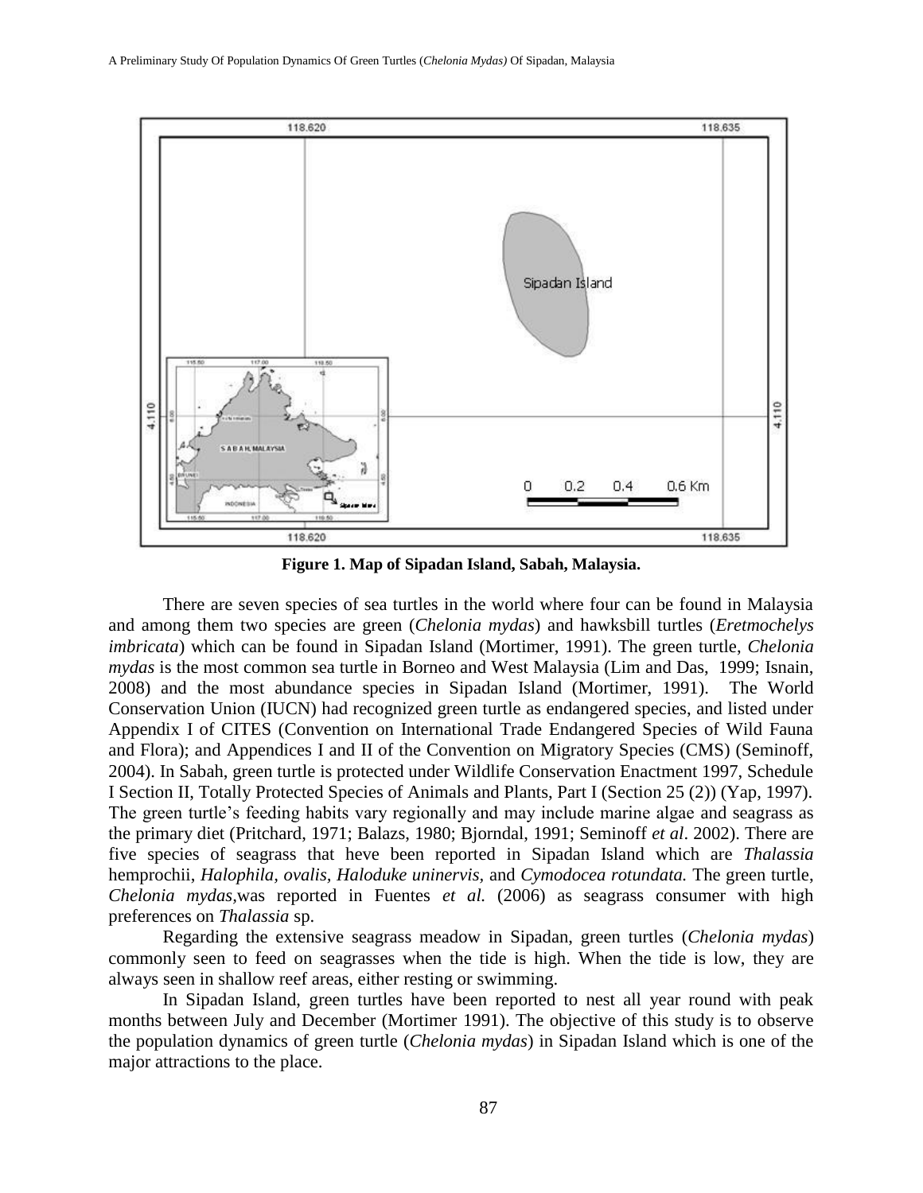**Figure 1. Map of Sipadan Island, Sabah, Malaysia.**

There are seven species of sea turtles in the world where four can be found in Malaysia and among them two species are green (*Chelonia mydas*) and hawksbill turtles (*Eretmochelys imbricata*) which can be found in Sipadan Island (Mortimer, 1991). The green turtle, *Chelonia mydas* is the most common sea turtle in Borneo and West Malaysia (Lim and Das, 1999; Isnain, 2008) and the most abundance species in Sipadan Island (Mortimer, 1991). The World Conservation Union (IUCN) had recognized green turtle as endangered species, and listed under Appendix I of CITES (Convention on International Trade Endangered Species of Wild Fauna and Flora); and Appendices I and II of the Convention on Migratory Species (CMS) (Seminoff, 2004). In Sabah, green turtle is protected under Wildlife Conservation Enactment 1997, Schedule I Section II, Totally Protected Species of Animals and Plants, Part I (Section 25 (2)) (Yap, 1997). The green turtle's feeding habits vary regionally and may include marine algae and seagrass as the primary diet (Pritchard, 1971; Balazs, 1980; Bjorndal, 1991; Seminoff *et al*. 2002). There are five species of seagrass that heve been reported in Sipadan Island which are *Thalassia* hemprochii, *Halophila*, *ovalis*, *Haloduke uninervis*, and *Cymodocea rotundata.* The green turtle, *Chelonia mydas*,was reported in Fuentes *et al.* (2006) as seagrass consumer with high preferences on *Thalassia* sp.

Regarding the extensive seagrass meadow in Sipadan, green turtles (*Chelonia mydas*) commonly seen to feed on seagrasses when the tide is high. When the tide is low, they are always seen in shallow reef areas, either resting or swimming.

In Sipadan Island, green turtles have been reported to nest all year round with peak months between July and December (Mortimer 1991). The objective of this study is to observe the population dynamics of green turtle (*Chelonia mydas*) in Sipadan Island which is one of the major attractions to the place.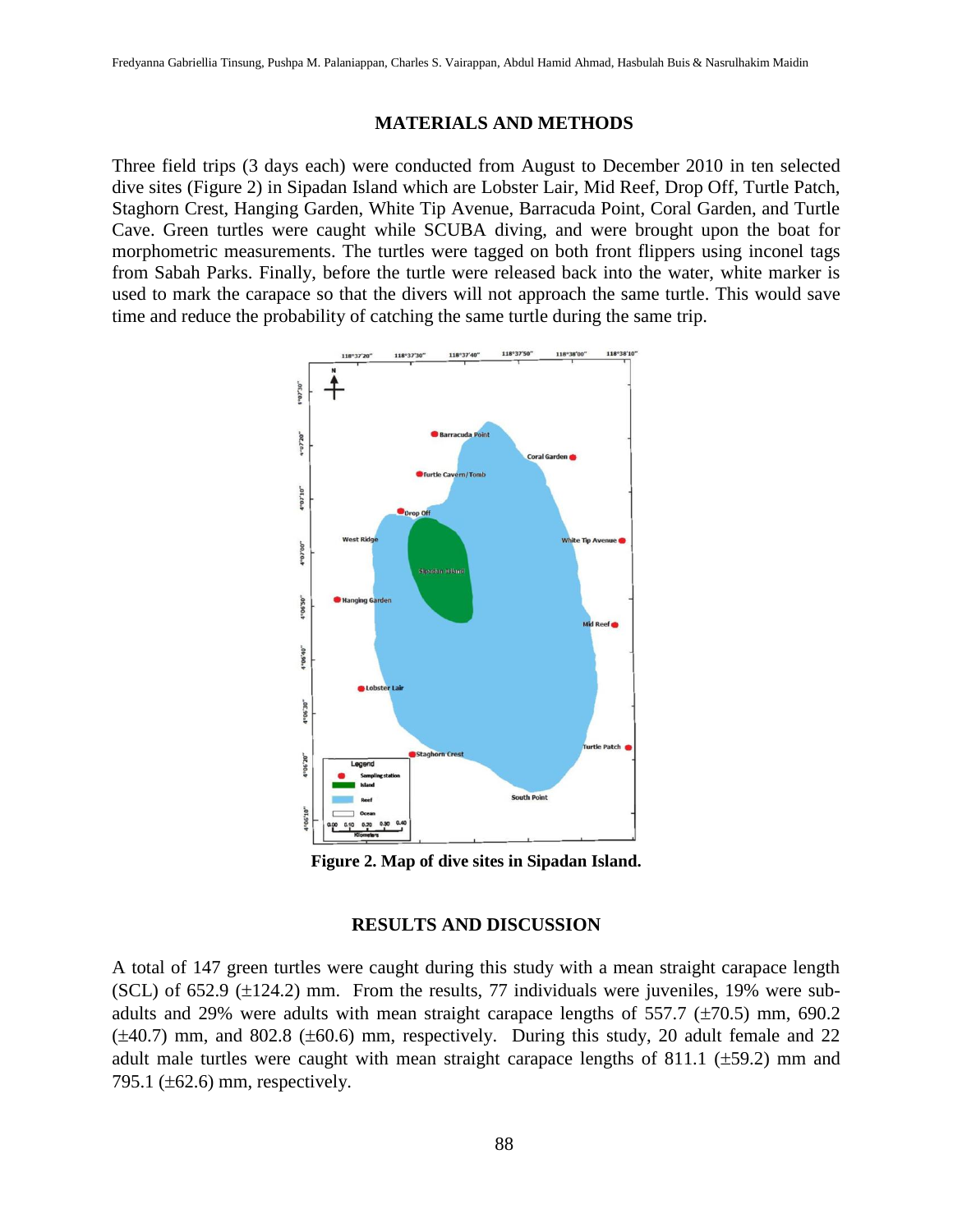## MATERIALS AND METHODS

Three field trips (3 days each) were conducted from August to December 2010 in ten selected dive sites (Figure 2) in Sipadan Island which are Lobster Lair, Mid Reef, Drop Off, Turtle Patch, Staghorn Crest, Hanging Garden, White Tip Avenue, Barracuda Point, Coral Garden, and Turtle Cave. Green turtles were caught while SCUBA diving, and were brought upon the boat for morphometric measurements. The turtles were tagged on both front flippers using inconel tags from Sabah Parks. Finally, before the turtle were released back into the water, white marker is used to mark the carapace so that the divers will not approach the same turtle. This would save time and reduce the probability of catching the same turtle during the same trip.

**Figure 2. Map of dive sites in Sipadan Island.**

## RESULTS AND DISCUSSION

A total of 147 green turtles were caught during this study with a mean straight carapace length (SCL) of 652.9 (±124.2) mm. From the results, 77 individuals were juveniles, 19% were sub-adults and 29% were adults with mean straight carapace lengths of 557.7 (±70.5) mm, 690.2 (±40.7) mm, and 802.8 (±60.6) mm, respectively. During this study, 20 adult female and 22 adult male turtles were caught with mean straight carapace lengths of 811.1 (±59.2) mm and 795.1 (±62.6) mm, respectively.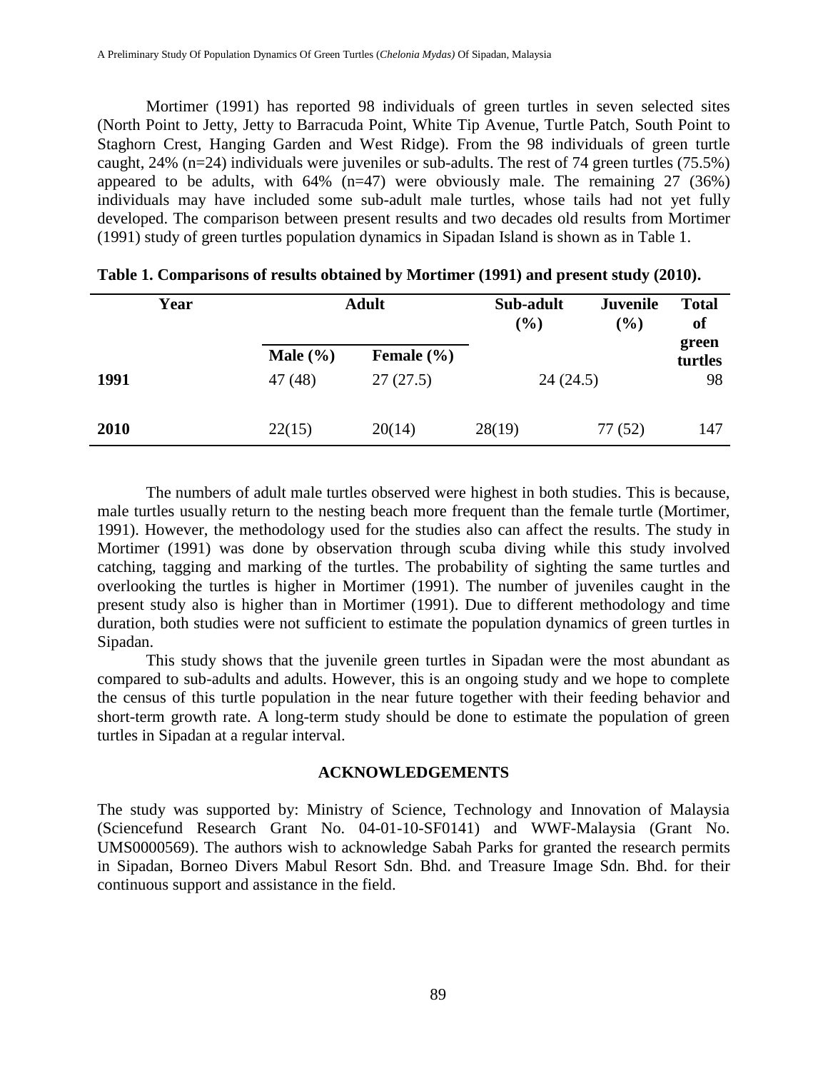Mortimer (1991) has reported 98 individuals of green turtles in seven selected sites (North Point to Jetty, Jetty to Barracuda Point, White Tip Avenue, Turtle Patch, South Point to Staghorn Crest, Hanging Garden and West Ridge). From the 98 individuals of green turtle caught, 24% (n=24) individuals were juveniles or sub-adults. The rest of 74 green turtles (75.5%) appeared to be adults, with 64% (n=47) were obviously male. The remaining 27 (36%) individuals may have included some sub-adult male turtles, whose tails had not yet fully developed. The comparison between present results and two decades old results from Mortimer (1991) study of green turtles population dynamics in Sipadan Island is shown as in Table 1.

**Table 1. Comparisons of results obtained by Mortimer (1991) and present study (2010).**

| Year | Adult | | Sub-adult (%) | Juvenile (%) | Total of green turtles |
|---|---|---|---|---|---|
| | Male (%) | Female (%) | | | |
| **1991** | 47 (48) | 27 (27.5) | 24 (24.5) | | 98 |
| **2010** | 22(15) | 20(14) | 28(19) | 77 (52) | 147 |

The numbers of adult male turtles observed were highest in both studies. This is because, male turtles usually return to the nesting beach more frequent than the female turtle (Mortimer, 1991). However, the methodology used for the studies also can affect the results. The study in Mortimer (1991) was done by observation through scuba diving while this study involved catching, tagging and marking of the turtles. The probability of sighting the same turtles and overlooking the turtles is higher in Mortimer (1991). The number of juveniles caught in the present study also is higher than in Mortimer (1991). Due to different methodology and time duration, both studies were not sufficient to estimate the population dynamics of green turtles in Sipadan.

This study shows that the juvenile green turtles in Sipadan were the most abundant as compared to sub-adults and adults. However, this is an ongoing study and we hope to complete the census of this turtle population in the near future together with their feeding behavior and short-term growth rate. A long-term study should be done to estimate the population of green turtles in Sipadan at a regular interval.

## ACKNOWLEDGEMENTS

The study was supported by: Ministry of Science, Technology and Innovation of Malaysia (Sciencefund Research Grant No. 04-01-10-SF0141) and WWF-Malaysia (Grant No. UMS0000569). The authors wish to acknowledge Sabah Parks for granted the research permits in Sipadan, Borneo Divers Mabul Resort Sdn. Bhd. and Treasure Image Sdn. Bhd. for their continuous support and assistance in the field.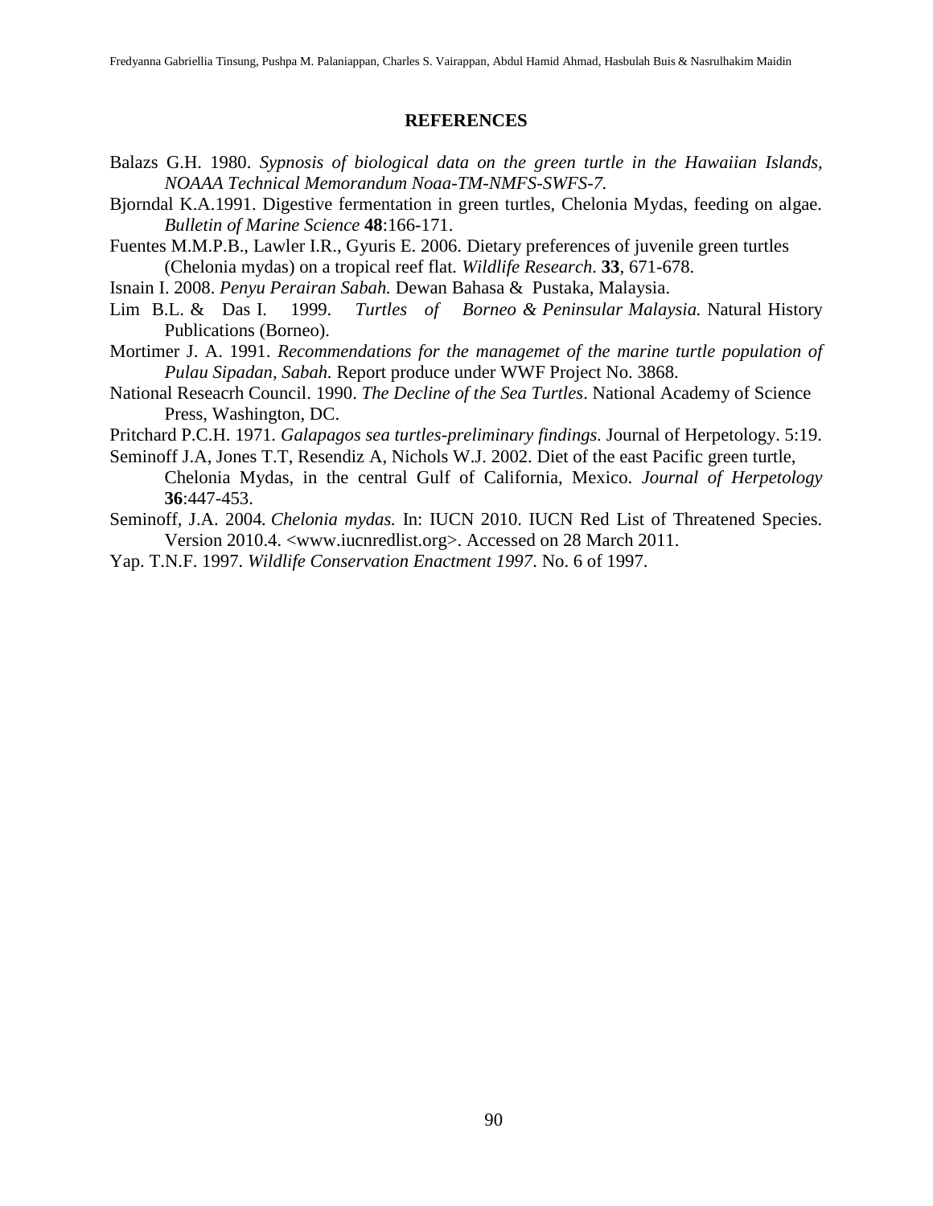## REFERENCES

Balazs G.H. 1980. *Sypnosis of biological data on the green turtle in the Hawaiian Islands, NOAAA Technical Memorandum Noaa-TM-NMFS-SWFS-7.*

Bjorndal K.A.1991. Digestive fermentation in green turtles, Chelonia Mydas, feeding on algae. *Bulletin of Marine Science* **48**:166-171.

Fuentes M.M.P.B., Lawler I.R., Gyuris E. 2006. Dietary preferences of juvenile green turtles (Chelonia mydas) on a tropical reef flat. *Wildlife Research*. **33**, 671-678.

Isnain I. 2008. *Penyu Perairan Sabah.* Dewan Bahasa & Pustaka, Malaysia.

Lim B.L. & Das I. 1999. *Turtles of Borneo & Peninsular Malaysia.* Natural History Publications (Borneo).

Mortimer J. A. 1991. *Recommendations for the managemet of the marine turtle population of Pulau Sipadan, Sabah.* Report produce under WWF Project No. 3868.

National Reseacrh Council. 1990. *The Decline of the Sea Turtles*. National Academy of Science Press, Washington, DC.

Pritchard P.C.H. 1971. *Galapagos sea turtles-preliminary findings.* Journal of Herpetology. 5:19.

Seminoff J.A, Jones T.T, Resendiz A, Nichols W.J. 2002. Diet of the east Pacific green turtle, Chelonia Mydas, in the central Gulf of California, Mexico. *Journal of Herpetology* **36**:447-453.

Seminoff, J.A. 2004. *Chelonia mydas.* In: IUCN 2010. IUCN Red List of Threatened Species. Version 2010.4. <www.iucnredlist.org>. Accessed on 28 March 2011.

Yap. T.N.F. 1997. *Wildlife Conservation Enactment 1997*. No. 6 of 1997.